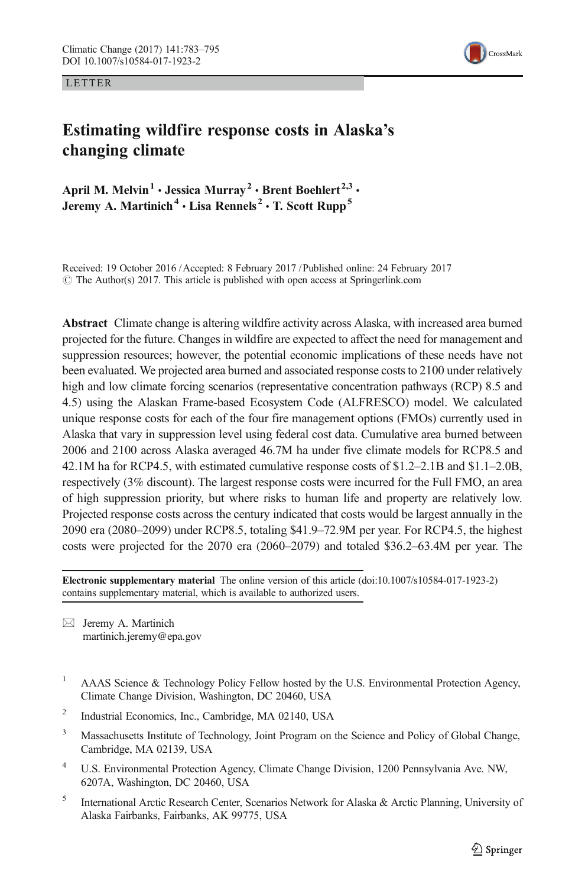LETTER

# Estimating wildfire response costs in Alaska's changing climate

**April M. Melvin**[1] **· Jessica Murray**[2] **· Brent Boehlert**[2,3] **· Jeremy A. Martinich**[4] **· Lisa Rennels**[2] **· T. Scott Rupp**[5]

Received: 19 October 2016 / Accepted: 8 February 2017 / Published online: 24 February 2017
© The Author(s) 2017. This article is published with open access at Springerlink.com

**Abstract** Climate change is altering wildfire activity across Alaska, with increased area burned projected for the future. Changes in wildfire are expected to affect the need for management and suppression resources; however, the potential economic implications of these needs have not been evaluated. We projected area burned and associated response costs to 2100 under relatively high and low climate forcing scenarios (representative concentration pathways (RCP) 8.5 and 4.5) using the Alaskan Frame-based Ecosystem Code (ALFRESCO) model. We calculated unique response costs for each of the four fire management options (FMOs) currently used in Alaska that vary in suppression level using federal cost data. Cumulative area burned between 2006 and 2100 across Alaska averaged 46.7M ha under five climate models for RCP8.5 and 42.1M ha for RCP4.5, with estimated cumulative response costs of $1.2–2.1B and $1.1–2.0B, respectively (3% discount). The largest response costs were incurred for the Full FMO, an area of high suppression priority, but where risks to human life and property are relatively low. Projected response costs across the century indicated that costs would be largest annually in the 2090 era (2080–2099) under RCP8.5, totaling $41.9–72.9M per year. For RCP4.5, the highest costs were projected for the 2070 era (2060–2079) and totaled $36.2–63.4M per year. The

**Electronic supplementary material** The online version of this article (doi:10.1007/s10584-017-1923-2) contains supplementary material, which is available to authorized users.

✉ Jeremy A. Martinich
martinich.jeremy@epa.gov

[1] AAAS Science & Technology Policy Fellow hosted by the U.S. Environmental Protection Agency, Climate Change Division, Washington, DC 20460, USA

[2] Industrial Economics, Inc., Cambridge, MA 02140, USA

[3] Massachusetts Institute of Technology, Joint Program on the Science and Policy of Global Change, Cambridge, MA 02139, USA

[4] U.S. Environmental Protection Agency, Climate Change Division, 1200 Pennsylvania Ave. NW, 6207A, Washington, DC 20460, USA

[5] International Arctic Research Center, Scenarios Network for Alaska & Arctic Planning, University of Alaska Fairbanks, Fairbanks, AK 99775, USA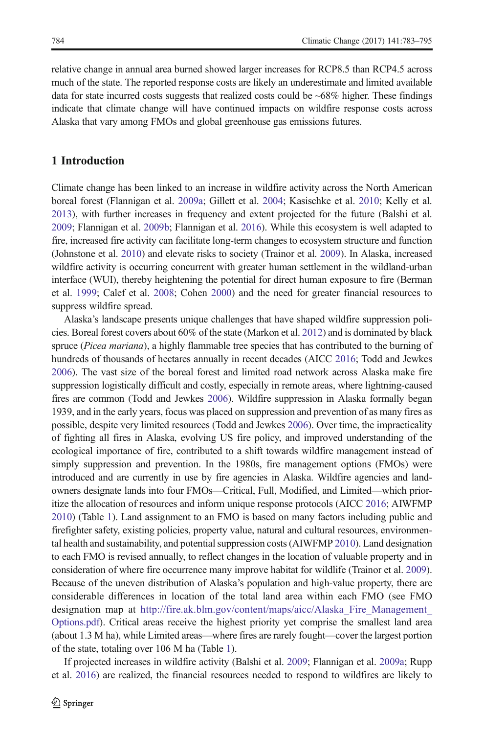relative change in annual area burned showed larger increases for RCP8.5 than RCP4.5 across much of the state. The reported response costs are likely an underestimate and limited available data for state incurred costs suggests that realized costs could be ~68% higher. These findings indicate that climate change will have continued impacts on wildfire response costs across Alaska that vary among FMOs and global greenhouse gas emissions futures.

## 1 Introduction

Climate change has been linked to an increase in wildfire activity across the North American boreal forest (Flannigan et al. 2009a; Gillett et al. 2004; Kasischke et al. 2010; Kelly et al. 2013), with further increases in frequency and extent projected for the future (Balshi et al. 2009; Flannigan et al. 2009b; Flannigan et al. 2016). While this ecosystem is well adapted to fire, increased fire activity can facilitate long-term changes to ecosystem structure and function (Johnstone et al. 2010) and elevate risks to society (Trainor et al. 2009). In Alaska, increased wildfire activity is occurring concurrent with greater human settlement in the wildland-urban interface (WUI), thereby heightening the potential for direct human exposure to fire (Berman et al. 1999; Calef et al. 2008; Cohen 2000) and the need for greater financial resources to suppress wildfire spread.

Alaska's landscape presents unique challenges that have shaped wildfire suppression policies. Boreal forest covers about 60% of the state (Markon et al. 2012) and is dominated by black spruce (*Picea mariana*), a highly flammable tree species that has contributed to the burning of hundreds of thousands of hectares annually in recent decades (AICC 2016; Todd and Jewkes 2006). The vast size of the boreal forest and limited road network across Alaska make fire suppression logistically difficult and costly, especially in remote areas, where lightning-caused fires are common (Todd and Jewkes 2006). Wildfire suppression in Alaska formally began 1939, and in the early years, focus was placed on suppression and prevention of as many fires as possible, despite very limited resources (Todd and Jewkes 2006). Over time, the impracticality of fighting all fires in Alaska, evolving US fire policy, and improved understanding of the ecological importance of fire, contributed to a shift towards wildfire management instead of simply suppression and prevention. In the 1980s, fire management options (FMOs) were introduced and are currently in use by fire agencies in Alaska. Wildfire agencies and landowners designate lands into four FMOs—Critical, Full, Modified, and Limited—which prioritize the allocation of resources and inform unique response protocols (AICC 2016; AIWFMP 2010) (Table 1). Land assignment to an FMO is based on many factors including public and firefighter safety, existing policies, property value, natural and cultural resources, environmental health and sustainability, and potential suppression costs (AIWFMP 2010). Land designation to each FMO is revised annually, to reflect changes in the location of valuable property and in consideration of where fire occurrence many improve habitat for wildlife (Trainor et al. 2009). Because of the uneven distribution of Alaska's population and high-value property, there are considerable differences in location of the total land area within each FMO (see FMO designation map at http://fire.ak.blm.gov/content/maps/aicc/Alaska_Fire_Management_Options.pdf). Critical areas receive the highest priority yet comprise the smallest land area (about 1.3 M ha), while Limited areas—where fires are rarely fought—cover the largest portion of the state, totaling over 106 M ha (Table 1).

If projected increases in wildfire activity (Balshi et al. 2009; Flannigan et al. 2009a; Rupp et al. 2016) are realized, the financial resources needed to respond to wildfires are likely to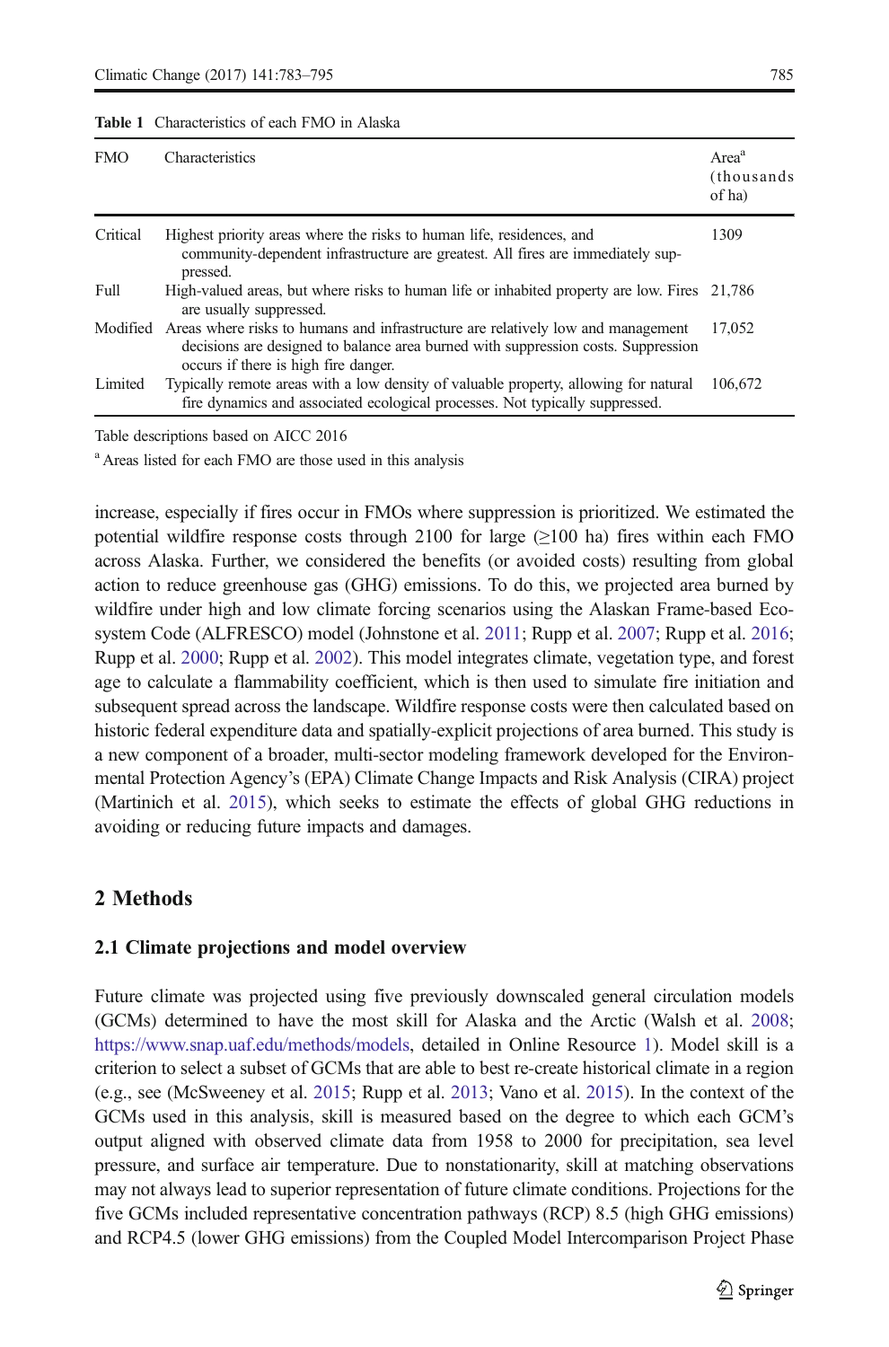**Table 1** Characteristics of each FMO in Alaska

| FMO | Characteristics | Area[a] (thousands of ha) |
|---|---|---|
| Critical | Highest priority areas where the risks to human life, residences, and community-dependent infrastructure are greatest. All fires are immediately suppressed. | 1309 |
| Full | High-valued areas, but where risks to human life or inhabited property are low. Fires are usually suppressed. | 21,786 |
| Modified | Areas where risks to humans and infrastructure are relatively low and management decisions are designed to balance area burned with suppression costs. Suppression occurs if there is high fire danger. | 17,052 |
| Limited | Typically remote areas with a low density of valuable property, allowing for natural fire dynamics and associated ecological processes. Not typically suppressed. | 106,672 |

Table descriptions based on AICC 2016

[a] Areas listed for each FMO are those used in this analysis

increase, especially if fires occur in FMOs where suppression is prioritized. We estimated the potential wildfire response costs through 2100 for large (≥100 ha) fires within each FMO across Alaska. Further, we considered the benefits (or avoided costs) resulting from global action to reduce greenhouse gas (GHG) emissions. To do this, we projected area burned by wildfire under high and low climate forcing scenarios using the Alaskan Frame-based Ecosystem Code (ALFRESCO) model (Johnstone et al. 2011; Rupp et al. 2007; Rupp et al. 2016; Rupp et al. 2000; Rupp et al. 2002). This model integrates climate, vegetation type, and forest age to calculate a flammability coefficient, which is then used to simulate fire initiation and subsequent spread across the landscape. Wildfire response costs were then calculated based on historic federal expenditure data and spatially-explicit projections of area burned. This study is a new component of a broader, multi-sector modeling framework developed for the Environmental Protection Agency's (EPA) Climate Change Impacts and Risk Analysis (CIRA) project (Martinich et al. 2015), which seeks to estimate the effects of global GHG reductions in avoiding or reducing future impacts and damages.

## 2 Methods

### 2.1 Climate projections and model overview

Future climate was projected using five previously downscaled general circulation models (GCMs) determined to have the most skill for Alaska and the Arctic (Walsh et al. 2008; https://www.snap.uaf.edu/methods/models, detailed in Online Resource 1). Model skill is a criterion to select a subset of GCMs that are able to best re-create historical climate in a region (e.g., see (McSweeney et al. 2015; Rupp et al. 2013; Vano et al. 2015). In the context of the GCMs used in this analysis, skill is measured based on the degree to which each GCM's output aligned with observed climate data from 1958 to 2000 for precipitation, sea level pressure, and surface air temperature. Due to nonstationarity, skill at matching observations may not always lead to superior representation of future climate conditions. Projections for the five GCMs included representative concentration pathways (RCP) 8.5 (high GHG emissions) and RCP4.5 (lower GHG emissions) from the Coupled Model Intercomparison Project Phase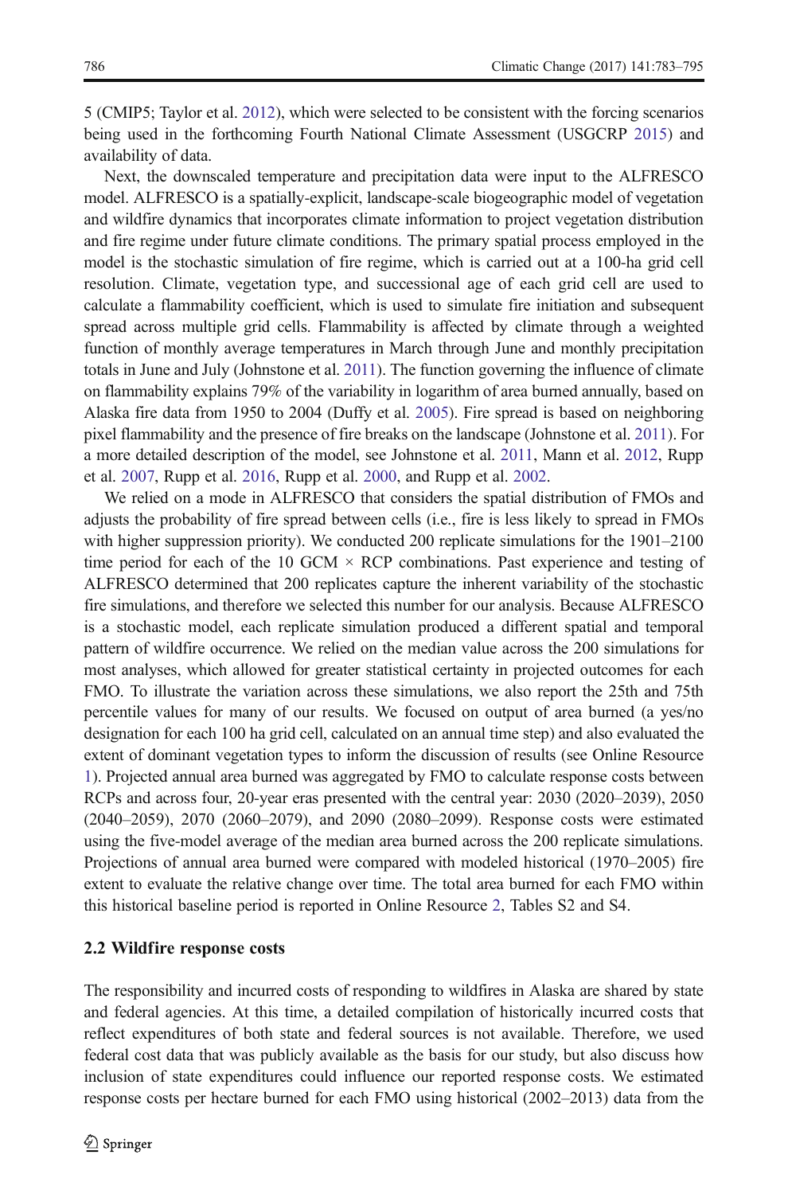5 (CMIP5; Taylor et al. 2012), which were selected to be consistent with the forcing scenarios being used in the forthcoming Fourth National Climate Assessment (USGCRP 2015) and availability of data.

Next, the downscaled temperature and precipitation data were input to the ALFRESCO model. ALFRESCO is a spatially-explicit, landscape-scale biogeographic model of vegetation and wildfire dynamics that incorporates climate information to project vegetation distribution and fire regime under future climate conditions. The primary spatial process employed in the model is the stochastic simulation of fire regime, which is carried out at a 100-ha grid cell resolution. Climate, vegetation type, and successional age of each grid cell are used to calculate a flammability coefficient, which is used to simulate fire initiation and subsequent spread across multiple grid cells. Flammability is affected by climate through a weighted function of monthly average temperatures in March through June and monthly precipitation totals in June and July (Johnstone et al. 2011). The function governing the influence of climate on flammability explains 79% of the variability in logarithm of area burned annually, based on Alaska fire data from 1950 to 2004 (Duffy et al. 2005). Fire spread is based on neighboring pixel flammability and the presence of fire breaks on the landscape (Johnstone et al. 2011). For a more detailed description of the model, see Johnstone et al. 2011, Mann et al. 2012, Rupp et al. 2007, Rupp et al. 2016, Rupp et al. 2000, and Rupp et al. 2002.

We relied on a mode in ALFRESCO that considers the spatial distribution of FMOs and adjusts the probability of fire spread between cells (i.e., fire is less likely to spread in FMOs with higher suppression priority). We conducted 200 replicate simulations for the 1901–2100 time period for each of the 10 GCM × RCP combinations. Past experience and testing of ALFRESCO determined that 200 replicates capture the inherent variability of the stochastic fire simulations, and therefore we selected this number for our analysis. Because ALFRESCO is a stochastic model, each replicate simulation produced a different spatial and temporal pattern of wildfire occurrence. We relied on the median value across the 200 simulations for most analyses, which allowed for greater statistical certainty in projected outcomes for each FMO. To illustrate the variation across these simulations, we also report the 25th and 75th percentile values for many of our results. We focused on output of area burned (a yes/no designation for each 100 ha grid cell, calculated on an annual time step) and also evaluated the extent of dominant vegetation types to inform the discussion of results (see Online Resource 1). Projected annual area burned was aggregated by FMO to calculate response costs between RCPs and across four, 20-year eras presented with the central year: 2030 (2020–2039), 2050 (2040–2059), 2070 (2060–2079), and 2090 (2080–2099). Response costs were estimated using the five-model average of the median area burned across the 200 replicate simulations. Projections of annual area burned were compared with modeled historical (1970–2005) fire extent to evaluate the relative change over time. The total area burned for each FMO within this historical baseline period is reported in Online Resource 2, Tables S2 and S4.

## 2.2 Wildfire response costs

The responsibility and incurred costs of responding to wildfires in Alaska are shared by state and federal agencies. At this time, a detailed compilation of historically incurred costs that reflect expenditures of both state and federal sources is not available. Therefore, we used federal cost data that was publicly available as the basis for our study, but also discuss how inclusion of state expenditures could influence our reported response costs. We estimated response costs per hectare burned for each FMO using historical (2002–2013) data from the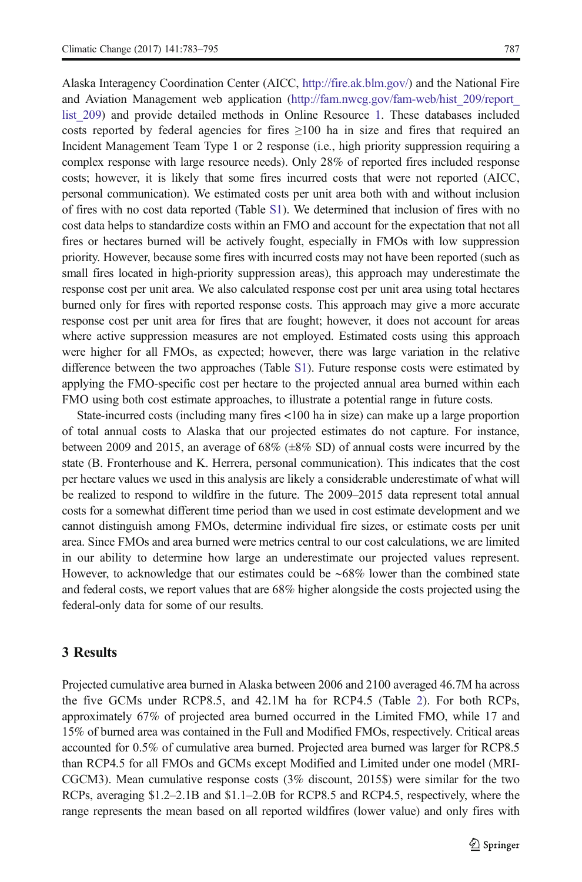Alaska Interagency Coordination Center (AICC, http://fire.ak.blm.gov/) and the National Fire and Aviation Management web application (http://fam.nwcg.gov/fam-web/hist_209/report_list_209) and provide detailed methods in Online Resource 1. These databases included costs reported by federal agencies for fires ≥100 ha in size and fires that required an Incident Management Team Type 1 or 2 response (i.e., high priority suppression requiring a complex response with large resource needs). Only 28% of reported fires included response costs; however, it is likely that some fires incurred costs that were not reported (AICC, personal communication). We estimated costs per unit area both with and without inclusion of fires with no cost data reported (Table S1). We determined that inclusion of fires with no cost data helps to standardize costs within an FMO and account for the expectation that not all fires or hectares burned will be actively fought, especially in FMOs with low suppression priority. However, because some fires with incurred costs may not have been reported (such as small fires located in high-priority suppression areas), this approach may underestimate the response cost per unit area. We also calculated response cost per unit area using total hectares burned only for fires with reported response costs. This approach may give a more accurate response cost per unit area for fires that are fought; however, it does not account for areas where active suppression measures are not employed. Estimated costs using this approach were higher for all FMOs, as expected; however, there was large variation in the relative difference between the two approaches (Table S1). Future response costs were estimated by applying the FMO-specific cost per hectare to the projected annual area burned within each FMO using both cost estimate approaches, to illustrate a potential range in future costs.

State-incurred costs (including many fires <100 ha in size) can make up a large proportion of total annual costs to Alaska that our projected estimates do not capture. For instance, between 2009 and 2015, an average of 68% (±8% SD) of annual costs were incurred by the state (B. Fronterhouse and K. Herrera, personal communication). This indicates that the cost per hectare values we used in this analysis are likely a considerable underestimate of what will be realized to respond to wildfire in the future. The 2009–2015 data represent total annual costs for a somewhat different time period than we used in cost estimate development and we cannot distinguish among FMOs, determine individual fire sizes, or estimate costs per unit area. Since FMOs and area burned were metrics central to our cost calculations, we are limited in our ability to determine how large an underestimate our projected values represent. However, to acknowledge that our estimates could be ~68% lower than the combined state and federal costs, we report values that are 68% higher alongside the costs projected using the federal-only data for some of our results.

## 3 Results

Projected cumulative area burned in Alaska between 2006 and 2100 averaged 46.7M ha across the five GCMs under RCP8.5, and 42.1M ha for RCP4.5 (Table 2). For both RCPs, approximately 67% of projected area burned occurred in the Limited FMO, while 17 and 15% of burned area was contained in the Full and Modified FMOs, respectively. Critical areas accounted for 0.5% of cumulative area burned. Projected area burned was larger for RCP8.5 than RCP4.5 for all FMOs and GCMs except Modified and Limited under one model (MRI-CGCM3). Mean cumulative response costs (3% discount, 2015$) were similar for the two RCPs, averaging $1.2–2.1B and $1.1–2.0B for RCP8.5 and RCP4.5, respectively, where the range represents the mean based on all reported wildfires (lower value) and only fires with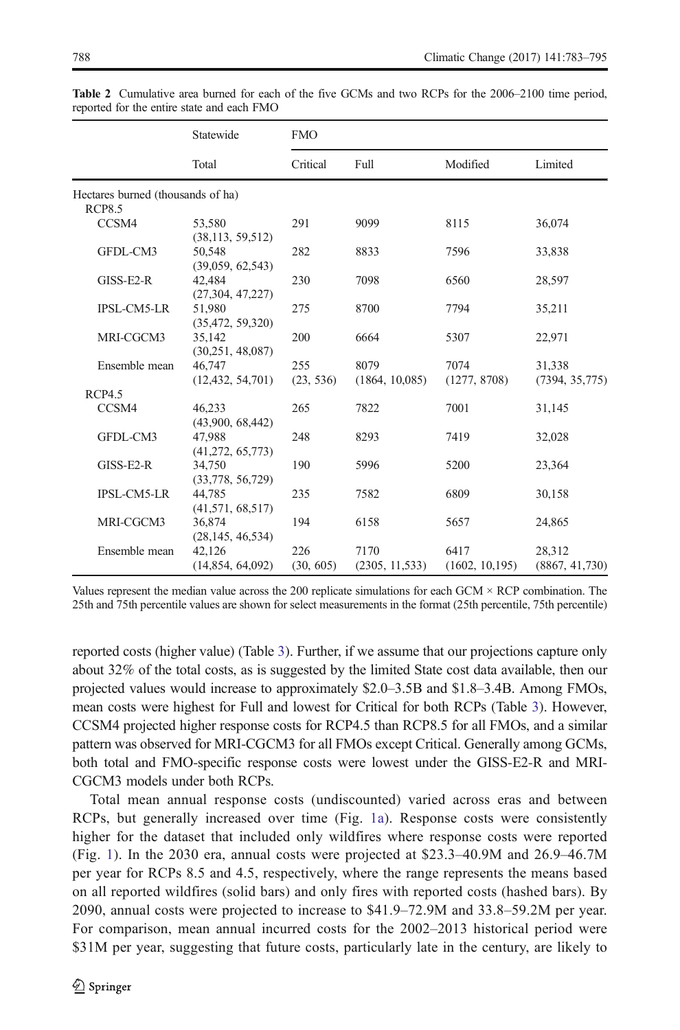**Table 2** Cumulative area burned for each of the five GCMs and two RCPs for the 2006–2100 time period, reported for the entire state and each FMO

| | Statewide | FMO | | | |
|---|---|---|---|---|---|
| | Total | Critical | Full | Modified | Limited |
| Hectares burned (thousands of ha) | | | | | |
| RCP8.5 | | | | | |
| CCSM4 | 53,580 (38,113, 59,512) | 291 | 9099 | 8115 | 36,074 |
| GFDL-CM3 | 50,548 (39,059, 62,543) | 282 | 8833 | 7596 | 33,838 |
| GISS-E2-R | 42,484 (27,304, 47,227) | 230 | 7098 | 6560 | 28,597 |
| IPSL-CM5-LR | 51,980 (35,472, 59,320) | 275 | 8700 | 7794 | 35,211 |
| MRI-CGCM3 | 35,142 (30,251, 48,087) | 200 | 6664 | 5307 | 22,971 |
| Ensemble mean | 46,747 (12,432, 54,701) | 255 (23, 536) | 8079 (1864, 10,085) | 7074 (1277, 8708) | 31,338 (7394, 35,775) |
| RCP4.5 | | | | | |
| CCSM4 | 46,233 (43,900, 68,442) | 265 | 7822 | 7001 | 31,145 |
| GFDL-CM3 | 47,988 (41,272, 65,773) | 248 | 8293 | 7419 | 32,028 |
| GISS-E2-R | 34,750 (33,778, 56,729) | 190 | 5996 | 5200 | 23,364 |
| IPSL-CM5-LR | 44,785 (41,571, 68,517) | 235 | 7582 | 6809 | 30,158 |
| MRI-CGCM3 | 36,874 (28,145, 46,534) | 194 | 6158 | 5657 | 24,865 |
| Ensemble mean | 42,126 (14,854, 64,092) | 226 (30, 605) | 7170 (2305, 11,533) | 6417 (1602, 10,195) | 28,312 (8867, 41,730) |

Values represent the median value across the 200 replicate simulations for each GCM × RCP combination. The 25th and 75th percentile values are shown for select measurements in the format (25th percentile, 75th percentile)

reported costs (higher value) (Table 3). Further, if we assume that our projections capture only about 32% of the total costs, as is suggested by the limited State cost data available, then our projected values would increase to approximately \$2.0–3.5B and \$1.8–3.4B. Among FMOs, mean costs were highest for Full and lowest for Critical for both RCPs (Table 3). However, CCSM4 projected higher response costs for RCP4.5 than RCP8.5 for all FMOs, and a similar pattern was observed for MRI-CGCM3 for all FMOs except Critical. Generally among GCMs, both total and FMO-specific response costs were lowest under the GISS-E2-R and MRI-CGCM3 models under both RCPs.

Total mean annual response costs (undiscounted) varied across eras and between RCPs, but generally increased over time (Fig. 1a). Response costs were consistently higher for the dataset that included only wildfires where response costs were reported (Fig. 1). In the 2030 era, annual costs were projected at \$23.3–40.9M and 26.9–46.7M per year for RCPs 8.5 and 4.5, respectively, where the range represents the means based on all reported wildfires (solid bars) and only fires with reported costs (hashed bars). By 2090, annual costs were projected to increase to \$41.9–72.9M and 33.8–59.2M per year. For comparison, mean annual incurred costs for the 2002–2013 historical period were \$31M per year, suggesting that future costs, particularly late in the century, are likely to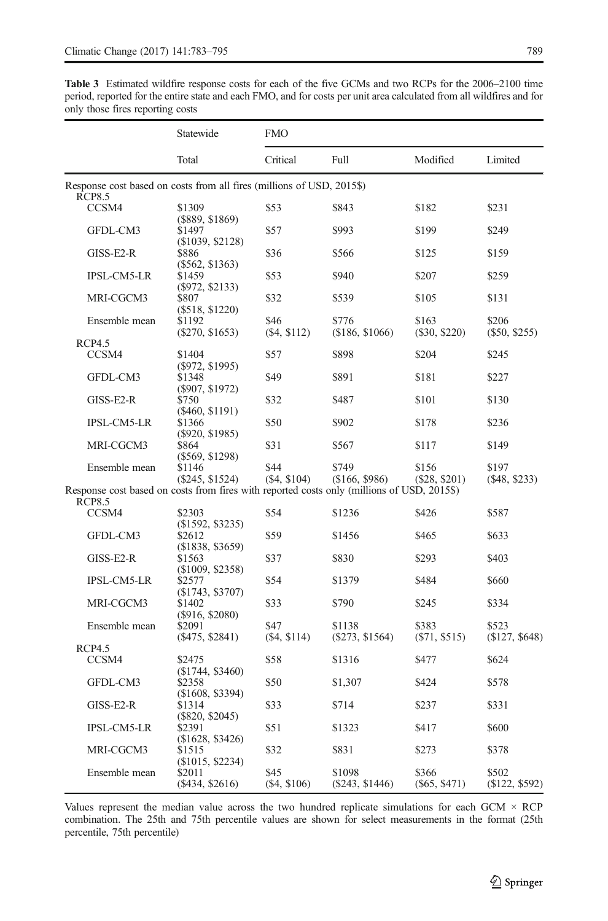**Table 3** Estimated wildfire response costs for each of the five GCMs and two RCPs for the 2006–2100 time period, reported for the entire state and each FMO, and for costs per unit area calculated from all wildfires and for only those fires reporting costs

| | Statewide | FMO | | | |
|---|---|---|---|---|---|
| | Total | Critical | Full | Modified | Limited |
| Response cost based on costs from all fires (millions of USD, 2015$) | | | | | |
| RCP8.5 | | | | | |
| CCSM4 | $1309 ($889, $1869) | $53 | $843 | $182 | $231 |
| GFDL-CM3 | $1497 ($1039, $2128) | $57 | $993 | $199 | $249 |
| GISS-E2-R | $886 ($562, $1363) | $36 | $566 | $125 | $159 |
| IPSL-CM5-LR | $1459 ($972, $2133) | $53 | $940 | $207 | $259 |
| MRI-CGCM3 | $807 ($518, $1220) | $32 | $539 | $105 | $131 |
| Ensemble mean | $1192 ($270, $1653) | $46 ($4, $112) | $776 ($186, $1066) | $163 ($30, $220) | $206 ($50, $255) |
| RCP4.5 | | | | | |
| CCSM4 | $1404 ($972, $1995) | $57 | $898 | $204 | $245 |
| GFDL-CM3 | $1348 ($907, $1972) | $49 | $891 | $181 | $227 |
| GISS-E2-R | $750 ($460, $1191) | $32 | $487 | $101 | $130 |
| IPSL-CM5-LR | $1366 ($920, $1985) | $50 | $902 | $178 | $236 |
| MRI-CGCM3 | $864 ($569, $1298) | $31 | $567 | $117 | $149 |
| Ensemble mean | $1146 ($245, $1524) | $44 ($4, $104) | $749 ($166, $986) | $156 ($28, $201) | $197 ($48, $233) |
| Response cost based on costs from fires with reported costs only (millions of USD, 2015$) | | | | | |
| RCP8.5 | | | | | |
| CCSM4 | $2303 ($1592, $3235) | $54 | $1236 | $426 | $587 |
| GFDL-CM3 | $2612 ($1838, $3659) | $59 | $1456 | $465 | $633 |
| GISS-E2-R | $1563 ($1009, $2358) | $37 | $830 | $293 | $403 |
| IPSL-CM5-LR | $2577 ($1743, $3707) | $54 | $1379 | $484 | $660 |
| MRI-CGCM3 | $1402 ($916, $2080) | $33 | $790 | $245 | $334 |
| Ensemble mean | $2091 ($475, $2841) | $47 ($4, $114) | $1138 ($273, $1564) | $383 ($71, $515) | $523 ($127, $648) |
| RCP4.5 | | | | | |
| CCSM4 | $2475 ($1744, $3460) | $58 | $1316 | $477 | $624 |
| GFDL-CM3 | $2358 ($1608, $3394) | $50 | $1,307 | $424 | $578 |
| GISS-E2-R | $1314 ($820, $2045) | $33 | $714 | $237 | $331 |
| IPSL-CM5-LR | $2391 ($1628, $3426) | $51 | $1323 | $417 | $600 |
| MRI-CGCM3 | $1515 ($1015, $2234) | $32 | $831 | $273 | $378 |
| Ensemble mean | $2011 ($434, $2616) | $45 ($4, $106) | $1098 ($243, $1446) | $366 ($65, $471) | $502 ($122, $592) |

Values represent the median value across the two hundred replicate simulations for each GCM × RCP combination. The 25th and 75th percentile values are shown for select measurements in the format (25th percentile, 75th percentile)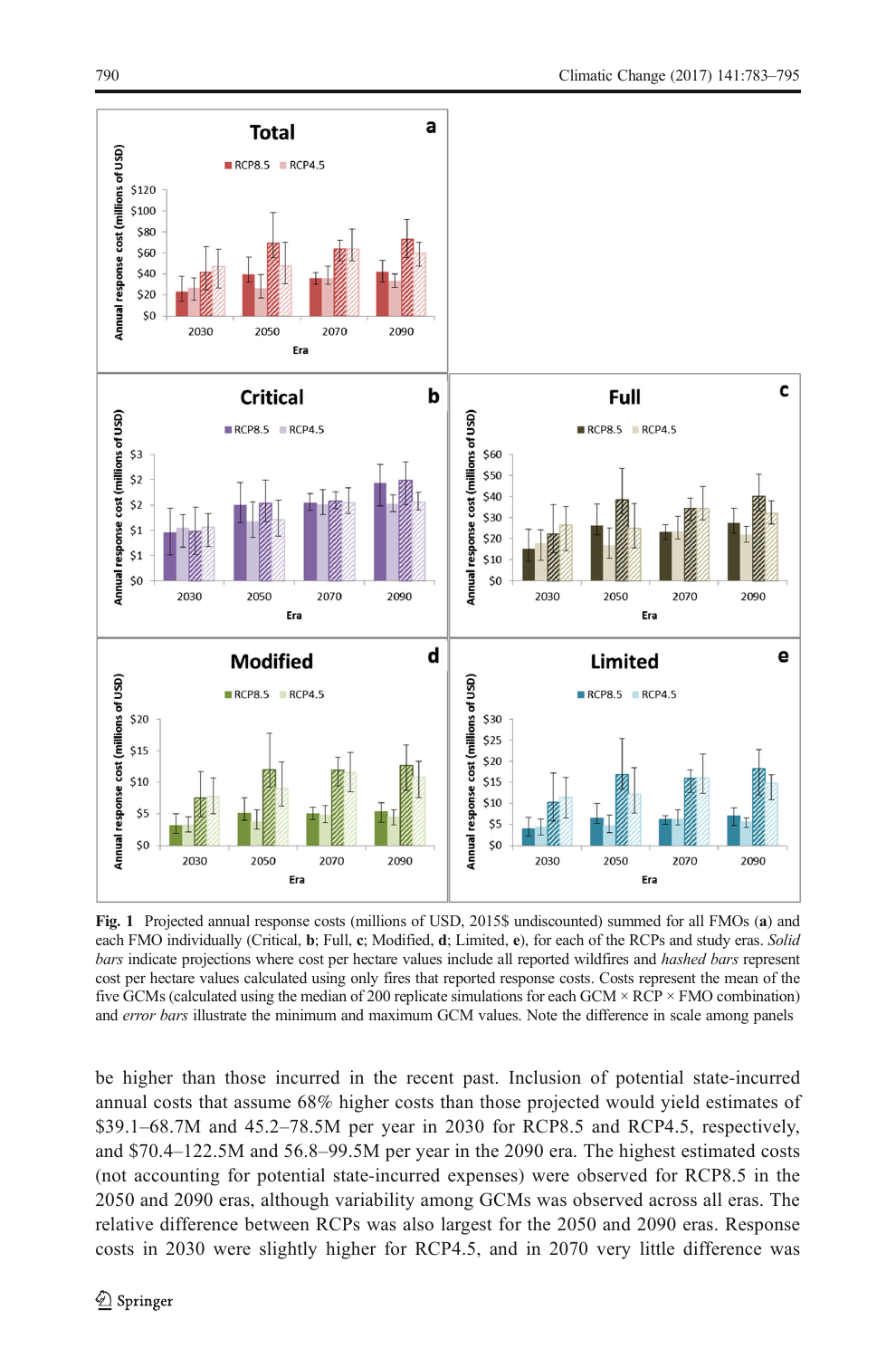**Fig. 1** Projected annual response costs (millions of USD, 2015$ undiscounted) summed for all FMOs (**a**) and each FMO individually (Critical, **b**; Full, **c**; Modified, **d**; Limited, **e**), for each of the RCPs and study eras. *Solid bars* indicate projections where cost per hectare values include all reported wildfires and *hashed bars* represent cost per hectare values calculated using only fires that reported response costs. Costs represent the mean of the five GCMs (calculated using the median of 200 replicate simulations for each GCM × RCP × FMO combination) and *error bars* illustrate the minimum and maximum GCM values. Note the difference in scale among panels

be higher than those incurred in the recent past. Inclusion of potential state-incurred annual costs that assume 68% higher costs than those projected would yield estimates of \$39.1–68.7M and 45.2–78.5M per year in 2030 for RCP8.5 and RCP4.5, respectively, and \$70.4–122.5M and 56.8–99.5M per year in the 2090 era. The highest estimated costs (not accounting for potential state-incurred expenses) were observed for RCP8.5 in the 2050 and 2090 eras, although variability among GCMs was observed across all eras. The relative difference between RCPs was also largest for the 2050 and 2090 eras. Response costs in 2030 were slightly higher for RCP4.5, and in 2070 very little difference was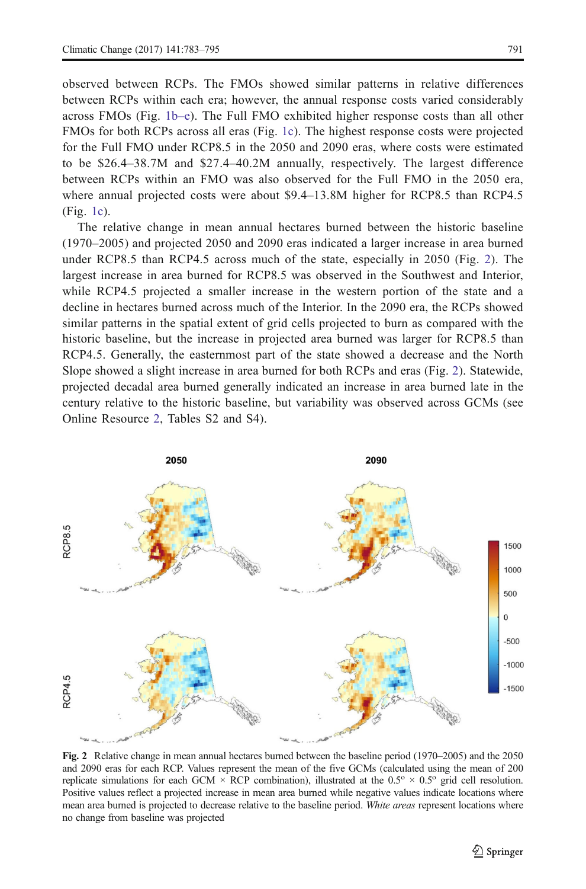observed between RCPs. The FMOs showed similar patterns in relative differences between RCPs within each era; however, the annual response costs varied considerably across FMOs (Fig. 1b–e). The Full FMO exhibited higher response costs than all other FMOs for both RCPs across all eras (Fig. 1c). The highest response costs were projected for the Full FMO under RCP8.5 in the 2050 and 2090 eras, where costs were estimated to be $26.4–38.7M and $27.4–40.2M annually, respectively. The largest difference between RCPs within an FMO was also observed for the Full FMO in the 2050 era, where annual projected costs were about $9.4–13.8M higher for RCP8.5 than RCP4.5 (Fig. 1c).

The relative change in mean annual hectares burned between the historic baseline (1970–2005) and projected 2050 and 2090 eras indicated a larger increase in area burned under RCP8.5 than RCP4.5 across much of the state, especially in 2050 (Fig. 2). The largest increase in area burned for RCP8.5 was observed in the Southwest and Interior, while RCP4.5 projected a smaller increase in the western portion of the state and a decline in hectares burned across much of the Interior. In the 2090 era, the RCPs showed similar patterns in the spatial extent of grid cells projected to burn as compared with the historic baseline, but the increase in projected area burned was larger for RCP8.5 than RCP4.5. Generally, the easternmost part of the state showed a decrease and the North Slope showed a slight increase in area burned for both RCPs and eras (Fig. 2). Statewide, projected decadal area burned generally indicated an increase in area burned late in the century relative to the historic baseline, but variability was observed across GCMs (see Online Resource 2, Tables S2 and S4).

**Fig. 2** Relative change in mean annual hectares burned between the baseline period (1970–2005) and the 2050 and 2090 eras for each RCP. Values represent the mean of the five GCMs (calculated using the mean of 200 replicate simulations for each GCM × RCP combination), illustrated at the 0.5° × 0.5° grid cell resolution. Positive values reflect a projected increase in mean area burned while negative values indicate locations where mean area burned is projected to decrease relative to the baseline period. *White areas* represent locations where no change from baseline was projected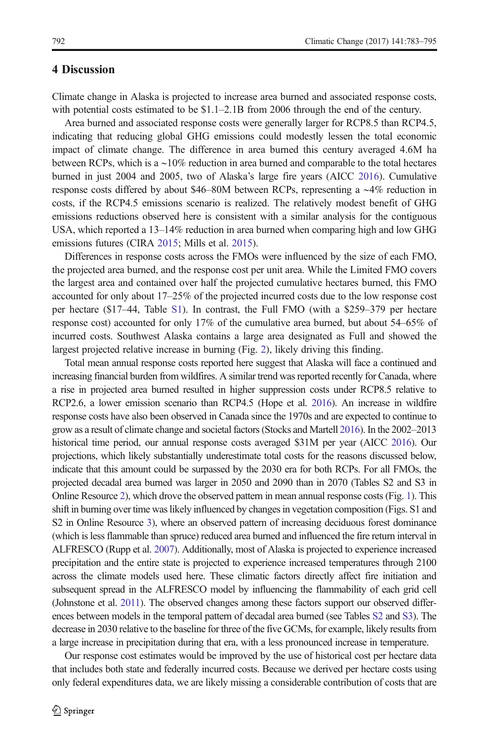## 4 Discussion

Climate change in Alaska is projected to increase area burned and associated response costs, with potential costs estimated to be \$1.1–2.1B from 2006 through the end of the century.

Area burned and associated response costs were generally larger for RCP8.5 than RCP4.5, indicating that reducing global GHG emissions could modestly lessen the total economic impact of climate change. The difference in area burned this century averaged 4.6M ha between RCPs, which is a ~10% reduction in area burned and comparable to the total hectares burned in just 2004 and 2005, two of Alaska's large fire years (AICC 2016). Cumulative response costs differed by about \$46–80M between RCPs, representing a ~4% reduction in costs, if the RCP4.5 emissions scenario is realized. The relatively modest benefit of GHG emissions reductions observed here is consistent with a similar analysis for the contiguous USA, which reported a 13–14% reduction in area burned when comparing high and low GHG emissions futures (CIRA 2015; Mills et al. 2015).

Differences in response costs across the FMOs were influenced by the size of each FMO, the projected area burned, and the response cost per unit area. While the Limited FMO covers the largest area and contained over half the projected cumulative hectares burned, this FMO accounted for only about 17–25% of the projected incurred costs due to the low response cost per hectare (\$17–44, Table S1). In contrast, the Full FMO (with a \$259–379 per hectare response cost) accounted for only 17% of the cumulative area burned, but about 54–65% of incurred costs. Southwest Alaska contains a large area designated as Full and showed the largest projected relative increase in burning (Fig. 2), likely driving this finding.

Total mean annual response costs reported here suggest that Alaska will face a continued and increasing financial burden from wildfires. A similar trend was reported recently for Canada, where a rise in projected area burned resulted in higher suppression costs under RCP8.5 relative to RCP2.6, a lower emission scenario than RCP4.5 (Hope et al. 2016). An increase in wildfire response costs have also been observed in Canada since the 1970s and are expected to continue to grow as a result of climate change and societal factors (Stocks and Martell 2016). In the 2002–2013 historical time period, our annual response costs averaged \$31M per year (AICC 2016). Our projections, which likely substantially underestimate total costs for the reasons discussed below, indicate that this amount could be surpassed by the 2030 era for both RCPs. For all FMOs, the projected decadal area burned was larger in 2050 and 2090 than in 2070 (Tables S2 and S3 in Online Resource 2), which drove the observed pattern in mean annual response costs (Fig. 1). This shift in burning over time was likely influenced by changes in vegetation composition (Figs. S1 and S2 in Online Resource 3), where an observed pattern of increasing deciduous forest dominance (which is less flammable than spruce) reduced area burned and influenced the fire return interval in ALFRESCO (Rupp et al. 2007). Additionally, most of Alaska is projected to experience increased precipitation and the entire state is projected to experience increased temperatures through 2100 across the climate models used here. These climatic factors directly affect fire initiation and subsequent spread in the ALFRESCO model by influencing the flammability of each grid cell (Johnstone et al. 2011). The observed changes among these factors support our observed differences between models in the temporal pattern of decadal area burned (see Tables S2 and S3). The decrease in 2030 relative to the baseline for three of the five GCMs, for example, likely results from a large increase in precipitation during that era, with a less pronounced increase in temperature.

Our response cost estimates would be improved by the use of historical cost per hectare data that includes both state and federally incurred costs. Because we derived per hectare costs using only federal expenditures data, we are likely missing a considerable contribution of costs that are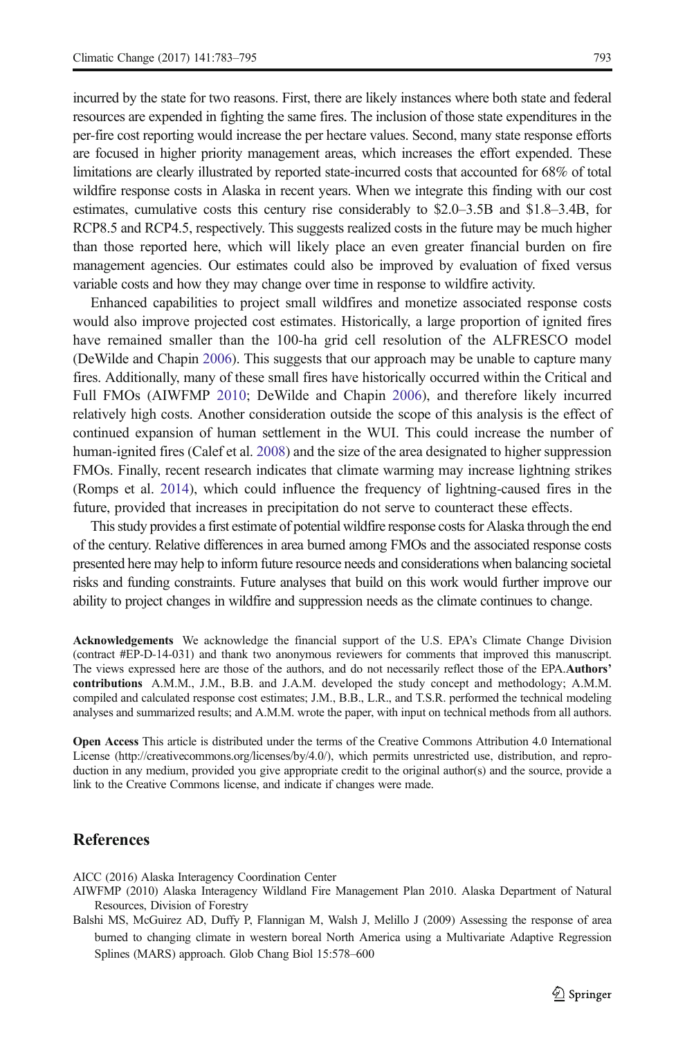incurred by the state for two reasons. First, there are likely instances where both state and federal resources are expended in fighting the same fires. The inclusion of those state expenditures in the per-fire cost reporting would increase the per hectare values. Second, many state response efforts are focused in higher priority management areas, which increases the effort expended. These limitations are clearly illustrated by reported state-incurred costs that accounted for 68% of total wildfire response costs in Alaska in recent years. When we integrate this finding with our cost estimates, cumulative costs this century rise considerably to $2.0–3.5B and $1.8–3.4B, for RCP8.5 and RCP4.5, respectively. This suggests realized costs in the future may be much higher than those reported here, which will likely place an even greater financial burden on fire management agencies. Our estimates could also be improved by evaluation of fixed versus variable costs and how they may change over time in response to wildfire activity.

Enhanced capabilities to project small wildfires and monetize associated response costs would also improve projected cost estimates. Historically, a large proportion of ignited fires have remained smaller than the 100-ha grid cell resolution of the ALFRESCO model (DeWilde and Chapin 2006). This suggests that our approach may be unable to capture many fires. Additionally, many of these small fires have historically occurred within the Critical and Full FMOs (AIWFMP 2010; DeWilde and Chapin 2006), and therefore likely incurred relatively high costs. Another consideration outside the scope of this analysis is the effect of continued expansion of human settlement in the WUI. This could increase the number of human-ignited fires (Calef et al. 2008) and the size of the area designated to higher suppression FMOs. Finally, recent research indicates that climate warming may increase lightning strikes (Romps et al. 2014), which could influence the frequency of lightning-caused fires in the future, provided that increases in precipitation do not serve to counteract these effects.

This study provides a first estimate of potential wildfire response costs for Alaska through the end of the century. Relative differences in area burned among FMOs and the associated response costs presented here may help to inform future resource needs and considerations when balancing societal risks and funding constraints. Future analyses that build on this work would further improve our ability to project changes in wildfire and suppression needs as the climate continues to change.

**Acknowledgements** We acknowledge the financial support of the U.S. EPA's Climate Change Division (contract #EP-D-14-031) and thank two anonymous reviewers for comments that improved this manuscript. The views expressed here are those of the authors, and do not necessarily reflect those of the EPA. **Authors' contributions** A.M.M., J.M., B.B. and J.A.M. developed the study concept and methodology; A.M.M. compiled and calculated response cost estimates; J.M., B.B., L.R., and T.S.R. performed the technical modeling analyses and summarized results; and A.M.M. wrote the paper, with input on technical methods from all authors.

**Open Access** This article is distributed under the terms of the Creative Commons Attribution 4.0 International License (http://creativecommons.org/licenses/by/4.0/), which permits unrestricted use, distribution, and reproduction in any medium, provided you give appropriate credit to the original author(s) and the source, provide a link to the Creative Commons license, and indicate if changes were made.

## References

AICC (2016) Alaska Interagency Coordination Center

AIWFMP (2010) Alaska Interagency Wildland Fire Management Plan 2010. Alaska Department of Natural Resources, Division of Forestry

Balshi MS, McGuirez AD, Duffy P, Flannigan M, Walsh J, Melillo J (2009) Assessing the response of area burned to changing climate in western boreal North America using a Multivariate Adaptive Regression Splines (MARS) approach. Glob Chang Biol 15:578–600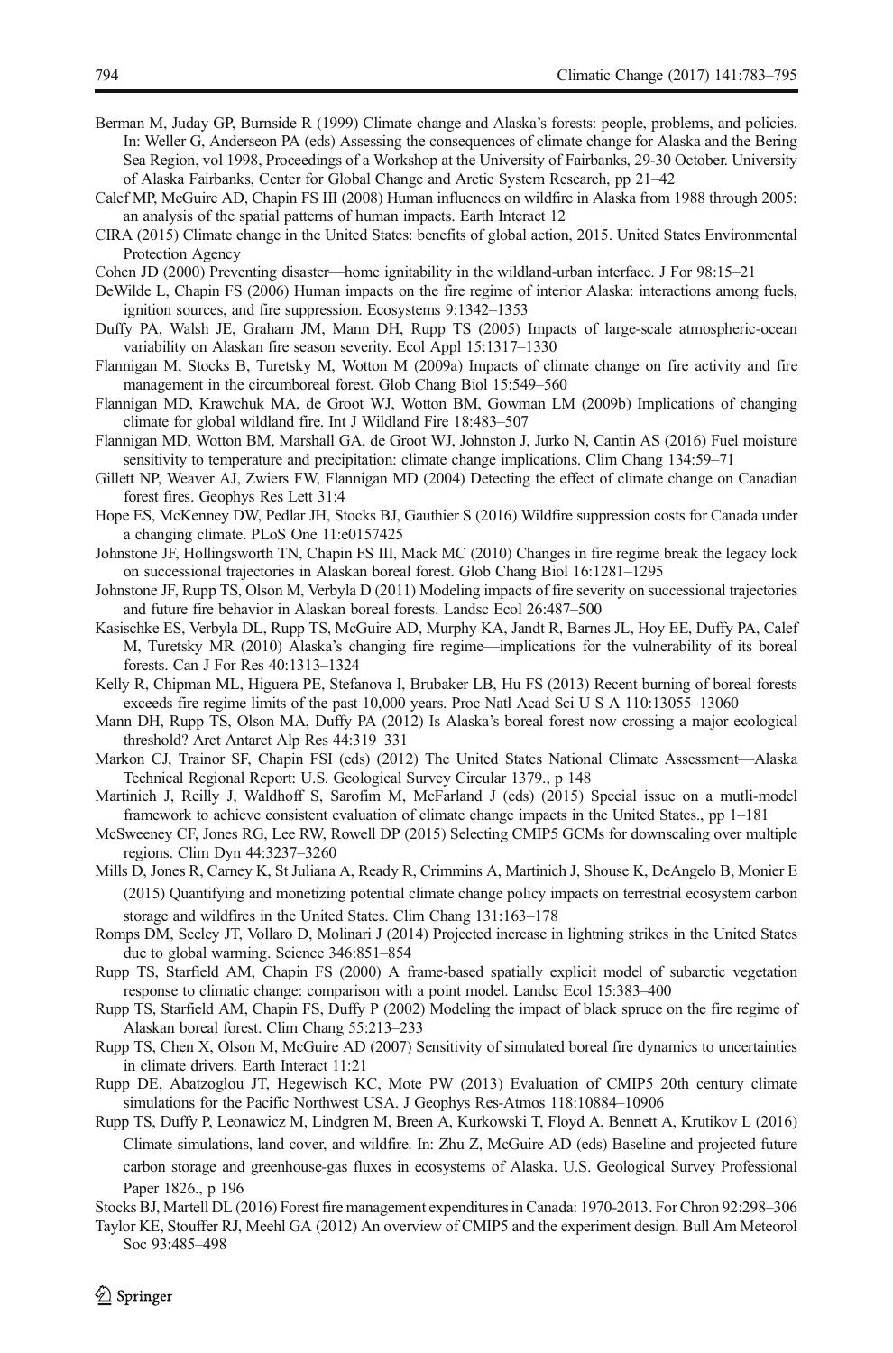Berman M, Juday GP, Burnside R (1999) Climate change and Alaska's forests: people, problems, and policies. In: Weller G, Anderseon PA (eds) Assessing the consequences of climate change for Alaska and the Bering Sea Region, vol 1998, Proceedings of a Workshop at the University of Fairbanks, 29-30 October. University of Alaska Fairbanks, Center for Global Change and Arctic System Research, pp 21–42

Calef MP, McGuire AD, Chapin FS III (2008) Human influences on wildfire in Alaska from 1988 through 2005: an analysis of the spatial patterns of human impacts. Earth Interact 12

CIRA (2015) Climate change in the United States: benefits of global action, 2015. United States Environmental Protection Agency

Cohen JD (2000) Preventing disaster—home ignitability in the wildland-urban interface. J For 98:15–21

DeWilde L, Chapin FS (2006) Human impacts on the fire regime of interior Alaska: interactions among fuels, ignition sources, and fire suppression. Ecosystems 9:1342–1353

Duffy PA, Walsh JE, Graham JM, Mann DH, Rupp TS (2005) Impacts of large-scale atmospheric-ocean variability on Alaskan fire season severity. Ecol Appl 15:1317–1330

Flannigan M, Stocks B, Turetsky M, Wotton M (2009a) Impacts of climate change on fire activity and fire management in the circumboreal forest. Glob Chang Biol 15:549–560

Flannigan MD, Krawchuk MA, de Groot WJ, Wotton BM, Gowman LM (2009b) Implications of changing climate for global wildland fire. Int J Wildland Fire 18:483–507

Flannigan MD, Wotton BM, Marshall GA, de Groot WJ, Johnston J, Jurko N, Cantin AS (2016) Fuel moisture sensitivity to temperature and precipitation: climate change implications. Clim Chang 134:59–71

Gillett NP, Weaver AJ, Zwiers FW, Flannigan MD (2004) Detecting the effect of climate change on Canadian forest fires. Geophys Res Lett 31:4

Hope ES, McKenney DW, Pedlar JH, Stocks BJ, Gauthier S (2016) Wildfire suppression costs for Canada under a changing climate. PLoS One 11:e0157425

Johnstone JF, Hollingsworth TN, Chapin FS III, Mack MC (2010) Changes in fire regime break the legacy lock on successional trajectories in Alaskan boreal forest. Glob Chang Biol 16:1281–1295

Johnstone JF, Rupp TS, Olson M, Verbyla D (2011) Modeling impacts of fire severity on successional trajectories and future fire behavior in Alaskan boreal forests. Landsc Ecol 26:487–500

Kasischke ES, Verbyla DL, Rupp TS, McGuire AD, Murphy KA, Jandt R, Barnes JL, Hoy EE, Duffy PA, Calef M, Turetsky MR (2010) Alaska's changing fire regime—implications for the vulnerability of its boreal forests. Can J For Res 40:1313–1324

Kelly R, Chipman ML, Higuera PE, Stefanova I, Brubaker LB, Hu FS (2013) Recent burning of boreal forests exceeds fire regime limits of the past 10,000 years. Proc Natl Acad Sci U S A 110:13055–13060

Mann DH, Rupp TS, Olson MA, Duffy PA (2012) Is Alaska's boreal forest now crossing a major ecological threshold? Arct Antarct Alp Res 44:319–331

Markon CJ, Trainor SF, Chapin FSI (eds) (2012) The United States National Climate Assessment—Alaska Technical Regional Report: U.S. Geological Survey Circular 1379., p 148

Martinich J, Reilly J, Waldhoff S, Sarofim M, McFarland J (eds) (2015) Special issue on a mutli-model framework to achieve consistent evaluation of climate change impacts in the United States., pp 1–181

McSweeney CF, Jones RG, Lee RW, Rowell DP (2015) Selecting CMIP5 GCMs for downscaling over multiple regions. Clim Dyn 44:3237–3260

Mills D, Jones R, Carney K, St Juliana A, Ready R, Crimmins A, Martinich J, Shouse K, DeAngelo B, Monier E (2015) Quantifying and monetizing potential climate change policy impacts on terrestrial ecosystem carbon storage and wildfires in the United States. Clim Chang 131:163–178

Romps DM, Seeley JT, Vollaro D, Molinari J (2014) Projected increase in lightning strikes in the United States due to global warming. Science 346:851–854

Rupp TS, Starfield AM, Chapin FS (2000) A frame-based spatially explicit model of subarctic vegetation response to climatic change: comparison with a point model. Landsc Ecol 15:383–400

Rupp TS, Starfield AM, Chapin FS, Duffy P (2002) Modeling the impact of black spruce on the fire regime of Alaskan boreal forest. Clim Chang 55:213–233

Rupp TS, Chen X, Olson M, McGuire AD (2007) Sensitivity of simulated boreal fire dynamics to uncertainties in climate drivers. Earth Interact 11:21

Rupp DE, Abatzoglou JT, Hegewisch KC, Mote PW (2013) Evaluation of CMIP5 20th century climate simulations for the Pacific Northwest USA. J Geophys Res-Atmos 118:10884–10906

Rupp TS, Duffy P, Leonawicz M, Lindgren M, Breen A, Kurkowski T, Floyd A, Bennett A, Krutikov L (2016) Climate simulations, land cover, and wildfire. In: Zhu Z, McGuire AD (eds) Baseline and projected future carbon storage and greenhouse-gas fluxes in ecosystems of Alaska. U.S. Geological Survey Professional Paper 1826., p 196

Stocks BJ, Martell DL (2016) Forest fire management expenditures in Canada: 1970-2013. For Chron 92:298–306

Taylor KE, Stouffer RJ, Meehl GA (2012) An overview of CMIP5 and the experiment design. Bull Am Meteorol Soc 93:485–498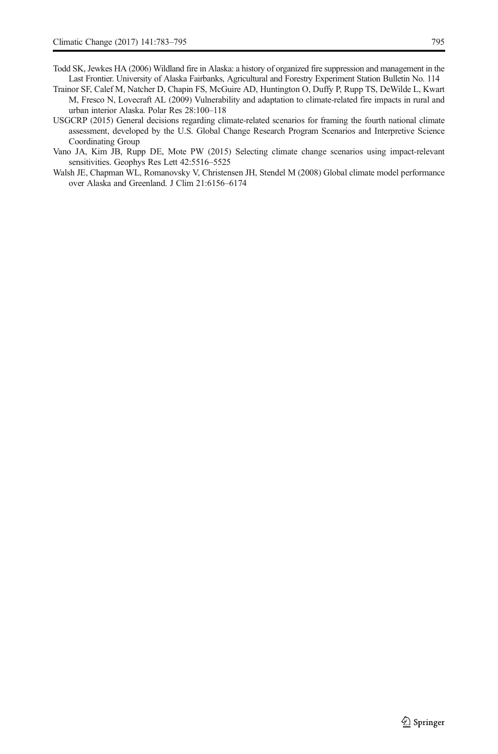Todd SK, Jewkes HA (2006) Wildland fire in Alaska: a history of organized fire suppression and management in the Last Frontier. University of Alaska Fairbanks, Agricultural and Forestry Experiment Station Bulletin No. 114

Trainor SF, Calef M, Natcher D, Chapin FS, McGuire AD, Huntington O, Duffy P, Rupp TS, DeWilde L, Kwart M, Fresco N, Lovecraft AL (2009) Vulnerability and adaptation to climate-related fire impacts in rural and urban interior Alaska. Polar Res 28:100–118

USGCRP (2015) General decisions regarding climate-related scenarios for framing the fourth national climate assessment, developed by the U.S. Global Change Research Program Scenarios and Interpretive Science Coordinating Group

Vano JA, Kim JB, Rupp DE, Mote PW (2015) Selecting climate change scenarios using impact-relevant sensitivities. Geophys Res Lett 42:5516–5525

Walsh JE, Chapman WL, Romanovsky V, Christensen JH, Stendel M (2008) Global climate model performance over Alaska and Greenland. J Clim 21:6156–6174